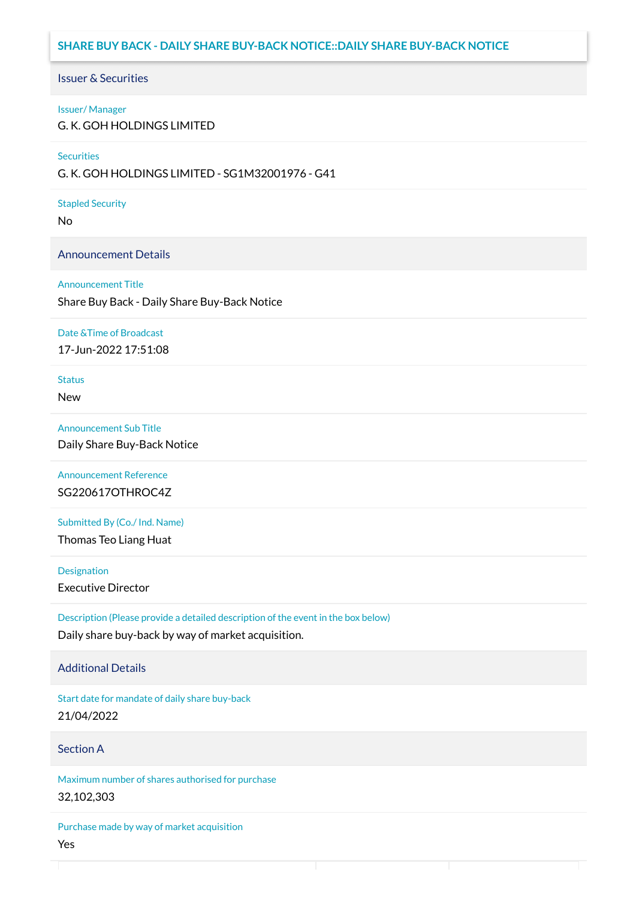# SHARE BUY BACK - DAILY SHARE BUY-BACK NOTICE::DAILY SHARE BUY-BACK NOTICE

## Issuer & Securities

**Issuer/ Manager**
G. K. GOH HOLDINGS LIMITED

**Securities**
G. K. GOH HOLDINGS LIMITED - SG1M32001976 - G41

**Stapled Security**
No

## Announcement Details

**Announcement Title**
Share Buy Back - Daily Share Buy-Back Notice

**Date &Time of Broadcast**
17-Jun-2022 17:51:08

**Status**
New

**Announcement Sub Title**
Daily Share Buy-Back Notice

**Announcement Reference**
SG220617OTHROC4Z

**Submitted By (Co./ Ind. Name)**
Thomas Teo Liang Huat

**Designation**
Executive Director

**Description (Please provide a detailed description of the event in the box below)**
Daily share buy-back by way of market acquisition.

## Additional Details

**Start date for mandate of daily share buy-back**
21/04/2022

## Section A

**Maximum number of shares authorised for purchase**
32,102,303

**Purchase made by way of market acquisition**
Yes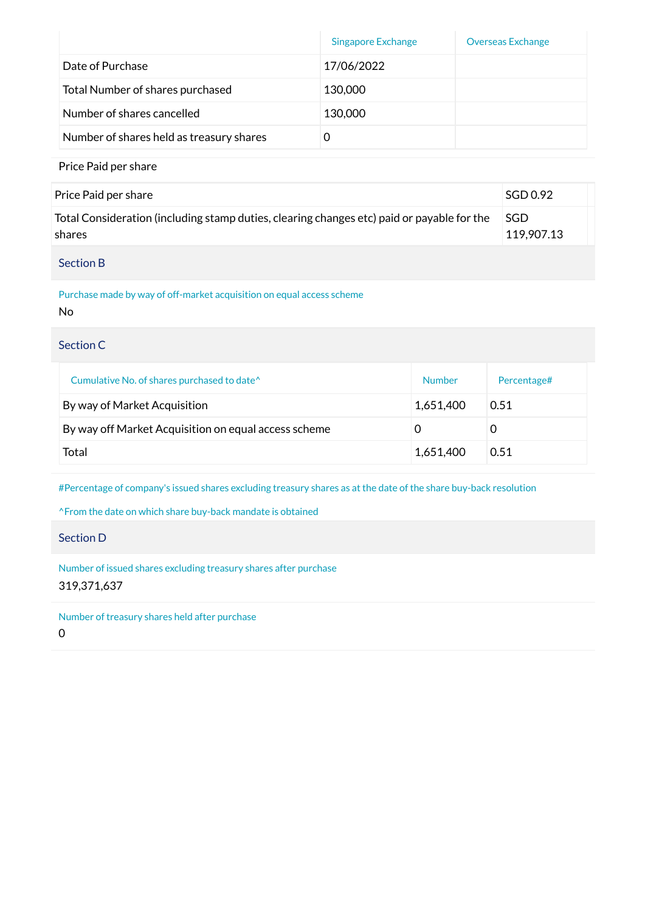| | Singapore Exchange | Overseas Exchange |
|---|---|---|
| Date of Purchase | 17/06/2022 | |
| Total Number of shares purchased | 130,000 | |
| Number of shares cancelled | 130,000 | |
| Number of shares held as treasury shares | 0 | |

Price Paid per share

| | |
|---|---|
| Price Paid per share | SGD 0.92 |
| Total Consideration (including stamp duties, clearing changes etc) paid or payable for the shares | SGD 119,907.13 |

## Section B

Purchase made by way of off-market acquisition on equal access scheme

No

## Section C

| Cumulative No. of shares purchased to date^ | Number | Percentage# |
|---|---|---|
| By way of Market Acquisition | 1,651,400 | 0.51 |
| By way off Market Acquisition on equal access scheme | 0 | 0 |
| Total | 1,651,400 | 0.51 |

#Percentage of company's issued shares excluding treasury shares as at the date of the share buy-back resolution

^From the date on which share buy-back mandate is obtained

## Section D

Number of issued shares excluding treasury shares after purchase

319,371,637

Number of treasury shares held after purchase

0